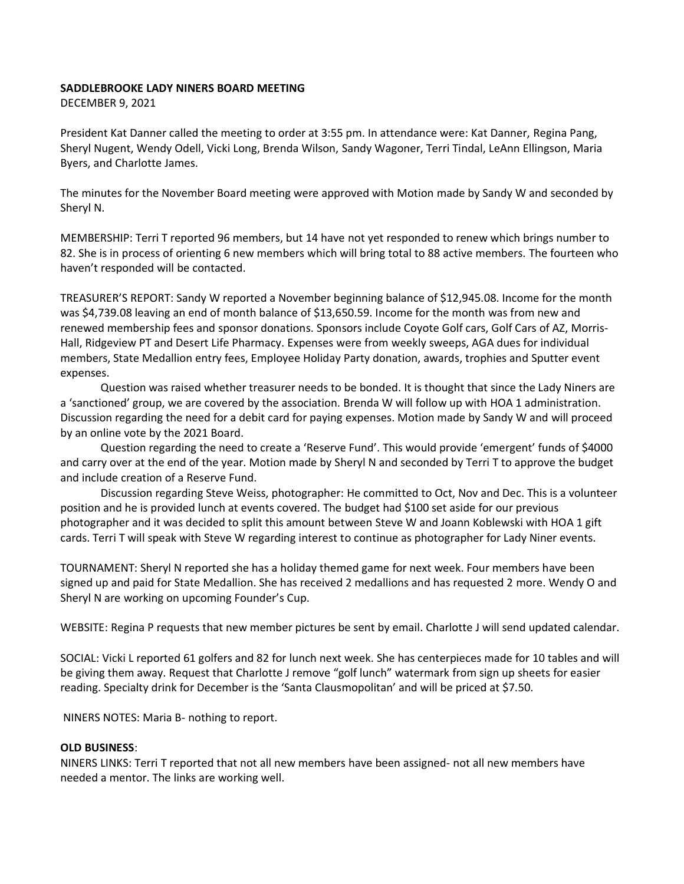**SADDLEBROOKE LADY NINERS BOARD MEETING**
DECEMBER 9, 2021

President Kat Danner called the meeting to order at 3:55 pm. In attendance were: Kat Danner, Regina Pang, Sheryl Nugent, Wendy Odell, Vicki Long, Brenda Wilson, Sandy Wagoner, Terri Tindal, LeAnn Ellingson, Maria Byers, and Charlotte James.

The minutes for the November Board meeting were approved with Motion made by Sandy W and seconded by Sheryl N.

MEMBERSHIP: Terri T reported 96 members, but 14 have not yet responded to renew which brings number to 82. She is in process of orienting 6 new members which will bring total to 88 active members. The fourteen who haven't responded will be contacted.

TREASURER'S REPORT: Sandy W reported a November beginning balance of $12,945.08. Income for the month was $4,739.08 leaving an end of month balance of $13,650.59. Income for the month was from new and renewed membership fees and sponsor donations. Sponsors include Coyote Golf cars, Golf Cars of AZ, Morris-Hall, Ridgeview PT and Desert Life Pharmacy. Expenses were from weekly sweeps, AGA dues for individual members, State Medallion entry fees, Employee Holiday Party donation, awards, trophies and Sputter event expenses.

Question was raised whether treasurer needs to be bonded. It is thought that since the Lady Niners are a 'sanctioned' group, we are covered by the association. Brenda W will follow up with HOA 1 administration. Discussion regarding the need for a debit card for paying expenses. Motion made by Sandy W and will proceed by an online vote by the 2021 Board.

Question regarding the need to create a 'Reserve Fund'. This would provide 'emergent' funds of $4000 and carry over at the end of the year. Motion made by Sheryl N and seconded by Terri T to approve the budget and include creation of a Reserve Fund.

Discussion regarding Steve Weiss, photographer: He committed to Oct, Nov and Dec. This is a volunteer position and he is provided lunch at events covered. The budget had $100 set aside for our previous photographer and it was decided to split this amount between Steve W and Joann Koblewski with HOA 1 gift cards. Terri T will speak with Steve W regarding interest to continue as photographer for Lady Niner events.

TOURNAMENT: Sheryl N reported she has a holiday themed game for next week. Four members have been signed up and paid for State Medallion. She has received 2 medallions and has requested 2 more. Wendy O and Sheryl N are working on upcoming Founder's Cup.

WEBSITE: Regina P requests that new member pictures be sent by email. Charlotte J will send updated calendar.

SOCIAL: Vicki L reported 61 golfers and 82 for lunch next week. She has centerpieces made for 10 tables and will be giving them away. Request that Charlotte J remove "golf lunch" watermark from sign up sheets for easier reading. Specialty drink for December is the 'Santa Clausmopolitan' and will be priced at $7.50.

NINERS NOTES: Maria B- nothing to report.

**OLD BUSINESS**:

NINERS LINKS: Terri T reported that not all new members have been assigned- not all new members have needed a mentor. The links are working well.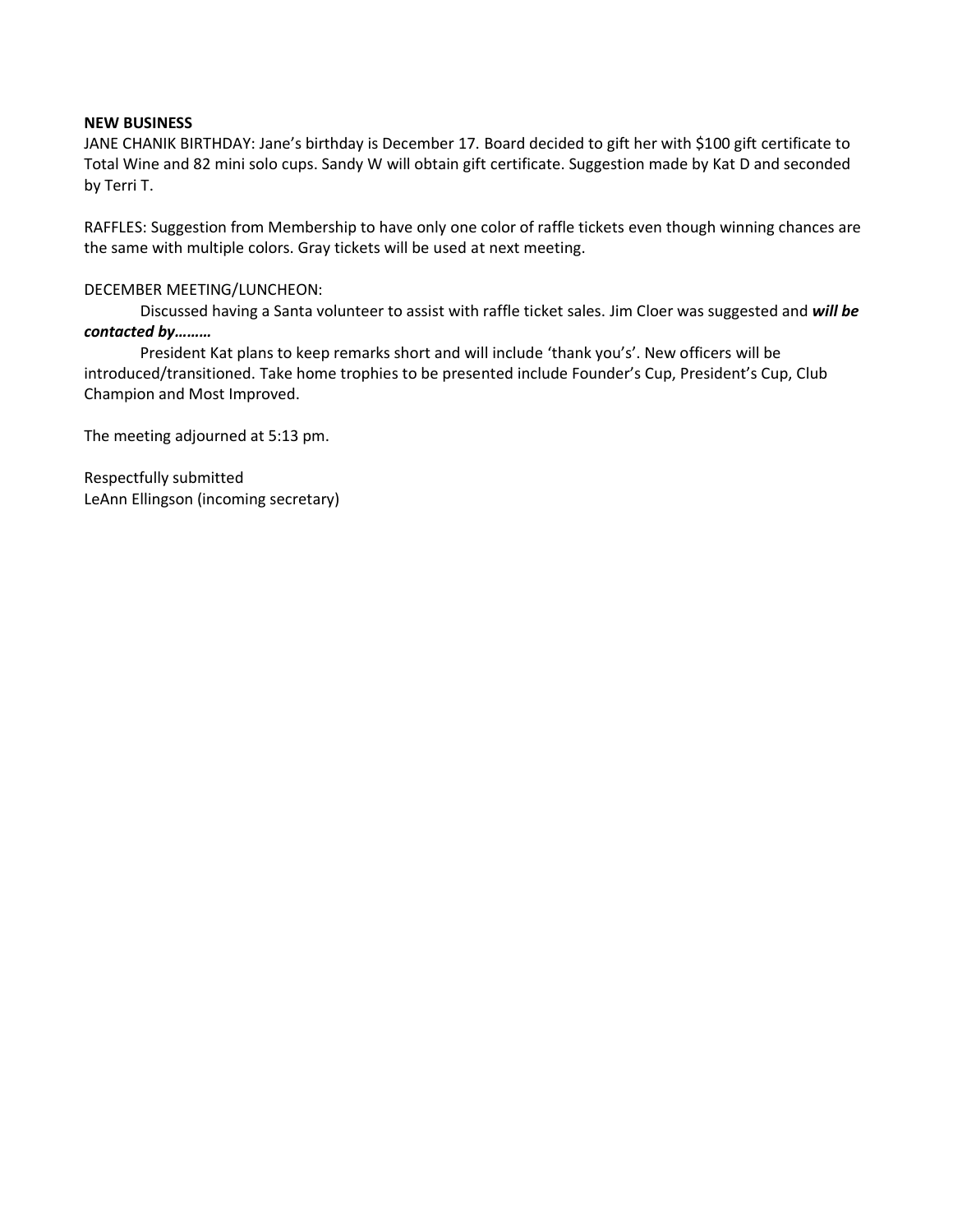**NEW BUSINESS**

JANE CHANIK BIRTHDAY: Jane's birthday is December 17. Board decided to gift her with $100 gift certificate to Total Wine and 82 mini solo cups. Sandy W will obtain gift certificate. Suggestion made by Kat D and seconded by Terri T.

RAFFLES: Suggestion from Membership to have only one color of raffle tickets even though winning chances are the same with multiple colors. Gray tickets will be used at next meeting.

DECEMBER MEETING/LUNCHEON:

Discussed having a Santa volunteer to assist with raffle ticket sales. Jim Cloer was suggested and ***will be contacted by………***

President Kat plans to keep remarks short and will include 'thank you's'. New officers will be introduced/transitioned. Take home trophies to be presented include Founder's Cup, President's Cup, Club Champion and Most Improved.

The meeting adjourned at 5:13 pm.

Respectfully submitted
LeAnn Ellingson (incoming secretary)